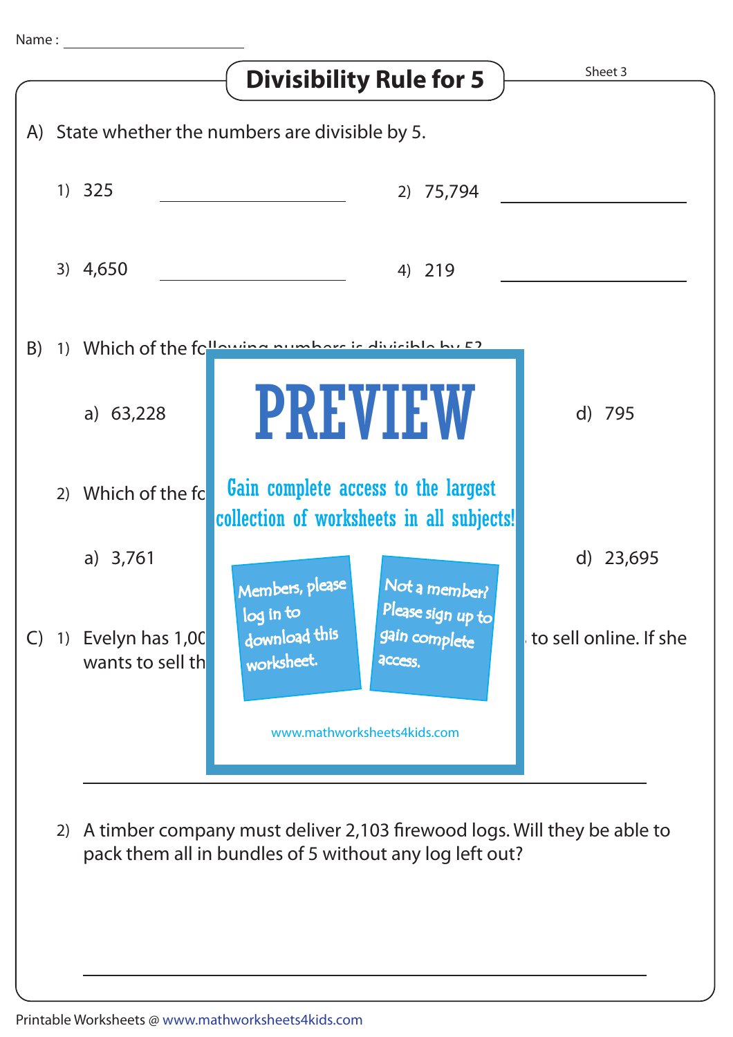Name : ____________________

# Divisibility Rule for 5

Sheet 3

A) State whether the numbers are divisible by 5.

1) 325 ____________________

2) 75,794 ____________________

3) 4,650 ____________________

4) 219 ____________________

B) 1) Which of the following numbers is divisible by 5?

a) 63,228 d) 795

2) Which of the fo

a) 3,761 d) 23,695

C) 1) Evelyn has 1,00 to sell online. If she wants to sell th

PREVIEW

Gain complete access to the largest collection of worksheets in all subjects!

Members, please log in to download this worksheet.

Not a member? Please sign up to gain complete access.

www.mathworksheets4kids.com

____________________________________________

2) A timber company must deliver 2,103 firewood logs. Will they be able to pack them all in bundles of 5 without any log left out?

____________________________________________

Printable Worksheets @ www.mathworksheets4kids.com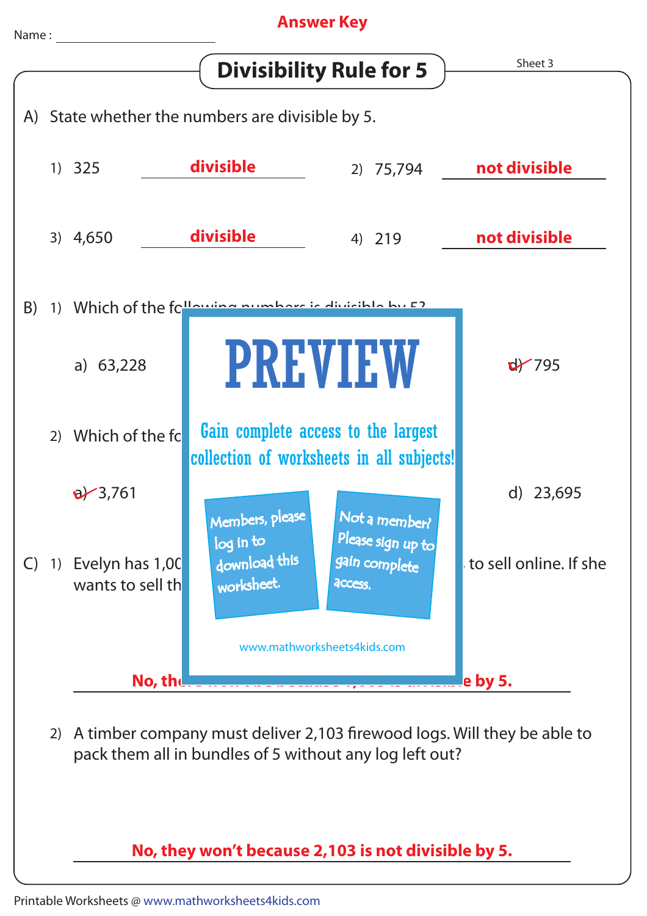Name : ____________________

**Answer Key**

# Divisibility Rule for 5

Sheet 3

A) State whether the numbers are divisible by 5.

1) 325 **divisible**

2) 75,794 **not divisible**

3) 4,650 **divisible**

4) 219 **not divisible**

B) 1) Which of the fo

a) 63,228

d) 795 (marked as answer)

2) Which of the fo

a) 3,761 (marked as answer)

d) 23,695

PREVIEW

Gain complete access to the largest collection of worksheets in all subjects!

Members, please log in to download this worksheet.

Not a member? Please sign up to gain complete access.

www.mathworksheets4kids.com

C) 1) Evelyn has 1,00 … to sell online. If she wants to sell th

**No, the … e by 5.**

2) A timber company must deliver 2,103 firewood logs. Will they be able to pack them all in bundles of 5 without any log left out?

**No, they won't because 2,103 is not divisible by 5.**

Printable Worksheets @ www.mathworksheets4kids.com